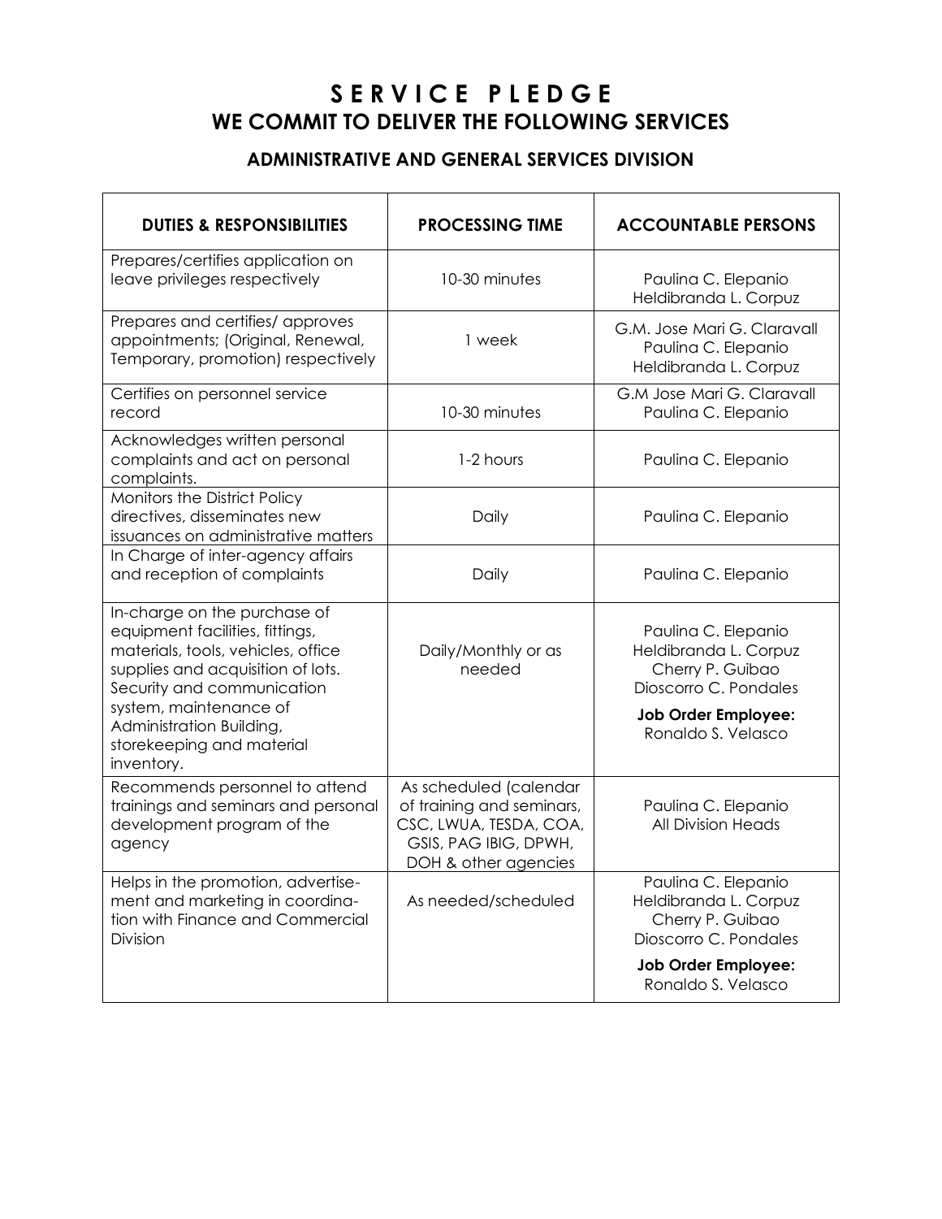# S E R V I C E   P L E D G E
## WE COMMIT TO DELIVER THE FOLLOWING SERVICES

### ADMINISTRATIVE AND GENERAL SERVICES DIVISION

| DUTIES & RESPONSIBILITIES | PROCESSING TIME | ACCOUNTABLE PERSONS |
|---|---|---|
| Prepares/certifies application on leave privileges respectively | 10-30 minutes | Paulina C. Elepanio<br>Heldibranda L. Corpuz |
| Prepares and certifies/ approves appointments; (Original, Renewal, Temporary, promotion) respectively | 1 week | G.M. Jose Mari G. Claravall<br>Paulina C. Elepanio<br>Heldibranda L. Corpuz |
| Certifies on personnel service record | 10-30 minutes | G.M Jose Mari G. Claravall<br>Paulina C. Elepanio |
| Acknowledges written personal complaints and act on personal complaints. | 1-2 hours | Paulina C. Elepanio |
| Monitors the District Policy directives, disseminates new issuances on administrative matters | Daily | Paulina C. Elepanio |
| In Charge of inter-agency affairs and reception of complaints | Daily | Paulina C. Elepanio |
| In-charge on the purchase of equipment facilities, fittings, materials, tools, vehicles, office supplies and acquisition of lots. Security and communication system, maintenance of Administration Building, storekeeping and material inventory. | Daily/Monthly or as needed | Paulina C. Elepanio<br>Heldibranda L. Corpuz<br>Cherry P. Guibao<br>Dioscorro C. Pondales<br>**Job Order Employee:**<br>Ronaldo S. Velasco |
| Recommends personnel to attend trainings and seminars and personal development program of the agency | As scheduled (calendar of training and seminars, CSC, LWUA, TESDA, COA, GSIS, PAG IBIG, DPWH, DOH & other agencies | Paulina C. Elepanio<br>All Division Heads |
| Helps in the promotion, advertise-ment and marketing in coordina-tion with Finance and Commercial Division | As needed/scheduled | Paulina C. Elepanio<br>Heldibranda L. Corpuz<br>Cherry P. Guibao<br>Dioscorro C. Pondales<br>**Job Order Employee:**<br>Ronaldo S. Velasco |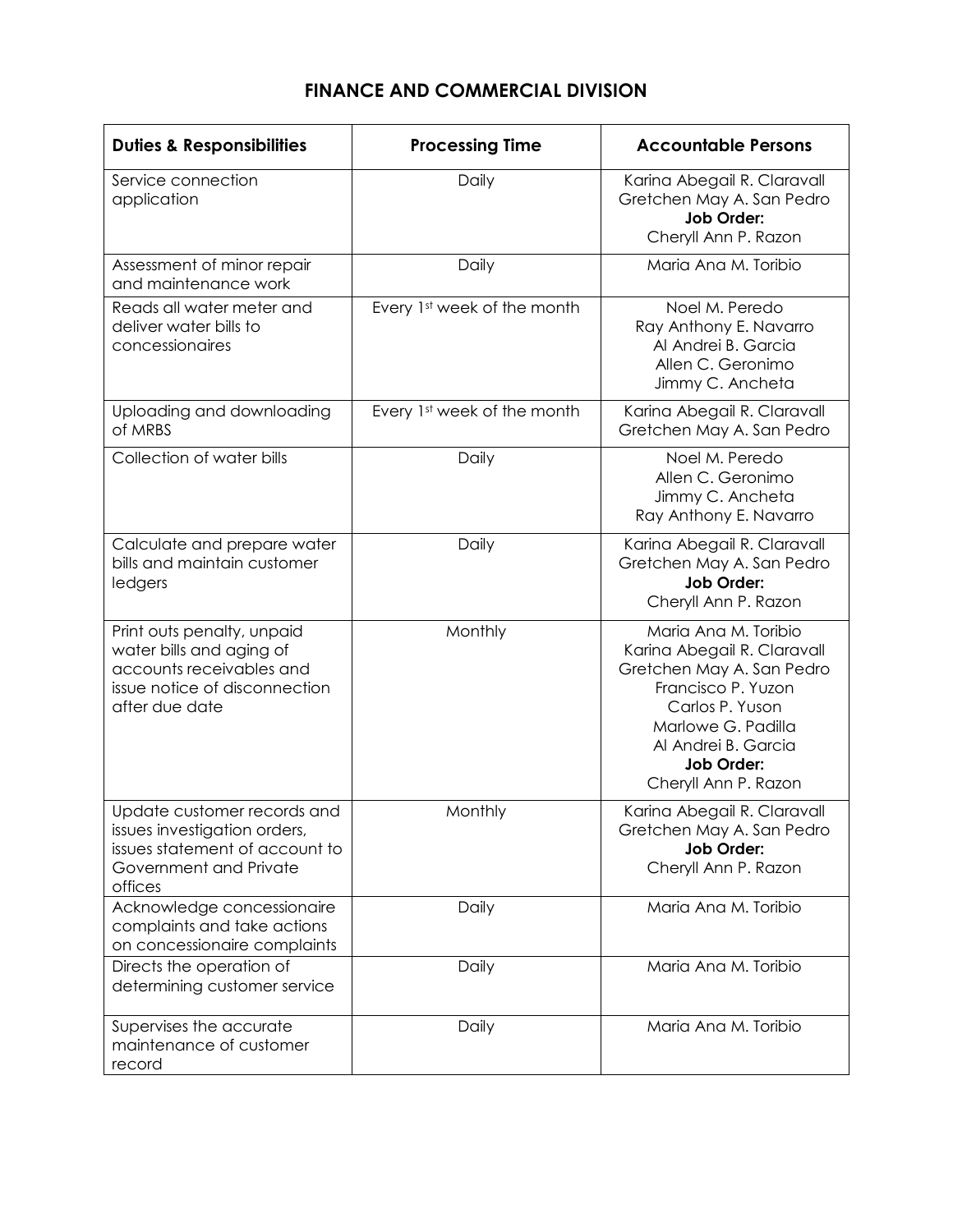## FINANCE AND COMMERCIAL DIVISION

| Duties & Responsibilities | Processing Time | Accountable Persons |
|---|---|---|
| Service connection application | Daily | Karina Abegail R. Claravall<br>Gretchen May A. San Pedro<br>**Job Order:**<br>Cheryll Ann P. Razon |
| Assessment of minor repair and maintenance work | Daily | Maria Ana M. Toribio |
| Reads all water meter and deliver water bills to concessionaires | Every 1st week of the month | Noel M. Peredo<br>Ray Anthony E. Navarro<br>Al Andrei B. Garcia<br>Allen C. Geronimo<br>Jimmy C. Ancheta |
| Uploading and downloading of MRBS | Every 1st week of the month | Karina Abegail R. Claravall<br>Gretchen May A. San Pedro |
| Collection of water bills | Daily | Noel M. Peredo<br>Allen C. Geronimo<br>Jimmy C. Ancheta<br>Ray Anthony E. Navarro |
| Calculate and prepare water bills and maintain customer ledgers | Daily | Karina Abegail R. Claravall<br>Gretchen May A. San Pedro<br>**Job Order:**<br>Cheryll Ann P. Razon |
| Print outs penalty, unpaid water bills and aging of accounts receivables and issue notice of disconnection after due date | Monthly | Maria Ana M. Toribio<br>Karina Abegail R. Claravall<br>Gretchen May A. San Pedro<br>Francisco P. Yuzon<br>Carlos P. Yuson<br>Marlowe G. Padilla<br>Al Andrei B. Garcia<br>**Job Order:**<br>Cheryll Ann P. Razon |
| Update customer records and issues investigation orders, issues statement of account to Government and Private offices | Monthly | Karina Abegail R. Claravall<br>Gretchen May A. San Pedro<br>**Job Order:**<br>Cheryll Ann P. Razon |
| Acknowledge concessionaire complaints and take actions on concessionaire complaints | Daily | Maria Ana M. Toribio |
| Directs the operation of determining customer service | Daily | Maria Ana M. Toribio |
| Supervises the accurate maintenance of customer record | Daily | Maria Ana M. Toribio |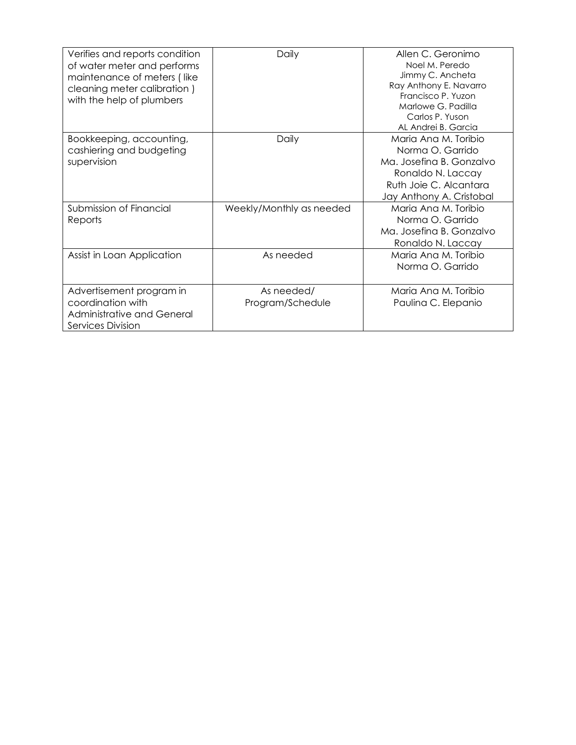| | | |
|---|---|---|
| Verifies and reports condition of water meter and performs maintenance of meters ( like cleaning meter calibration ) with the help of plumbers | Daily | Allen C. Geronimo<br>Noel M. Peredo<br>Jimmy C. Ancheta<br>Ray Anthony E. Navarro<br>Francisco P. Yuzon<br>Marlowe G. Padilla<br>Carlos P. Yuson<br>AL Andrei B. Garcia |
| Bookkeeping, accounting, cashiering and budgeting supervision | Daily | Maria Ana M. Toribio<br>Norma O. Garrido<br>Ma. Josefina B. Gonzalvo<br>Ronaldo N. Laccay<br>Ruth Joie C. Alcantara<br>Jay Anthony A. Cristobal |
| Submission of Financial Reports | Weekly/Monthly as needed | Maria Ana M. Toribio<br>Norma O. Garrido<br>Ma. Josefina B. Gonzalvo<br>Ronaldo N. Laccay |
| Assist in Loan Application | As needed | Maria Ana M. Toribio<br>Norma O. Garrido |
| Advertisement program in coordination with Administrative and General Services Division | As needed/<br>Program/Schedule | Maria Ana M. Toribio<br>Paulina C. Elepanio |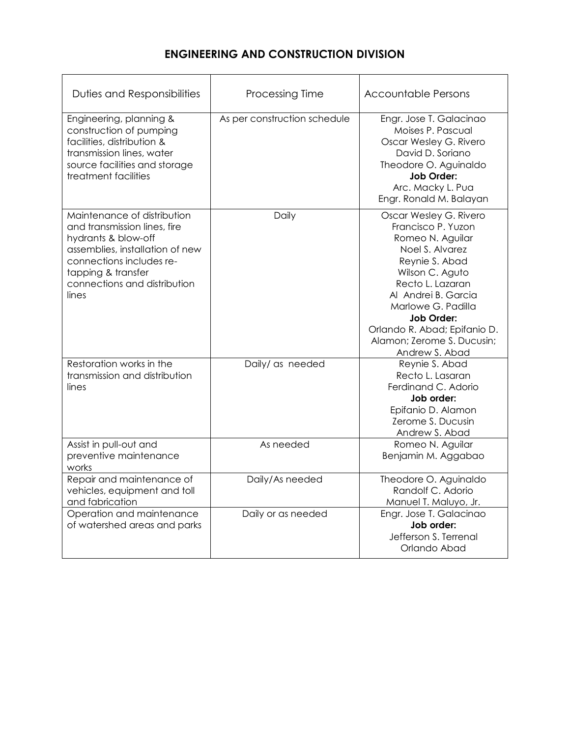## ENGINEERING AND CONSTRUCTION DIVISION

| Duties and Responsibilities | Processing Time | Accountable Persons |
|---|---|---|
| Engineering, planning & construction of pumping facilities, distribution & transmission lines, water source facilities and storage treatment facilities | As per construction schedule | Engr. Jose T. Galacinao<br>Moises P. Pascual<br>Oscar Wesley G. Rivero<br>David D. Soriano<br>Theodore O. Aguinaldo<br>**Job Order:**<br>Arc. Macky L. Pua<br>Engr. Ronald M. Balayan |
| Maintenance of distribution and transmission lines, fire hydrants & blow-off assemblies, installation of new connections includes re-tapping & transfer connections and distribution lines | Daily | Oscar Wesley G. Rivero<br>Francisco P. Yuzon<br>Romeo N. Aguilar<br>Noel S. Alvarez<br>Reynie S. Abad<br>Wilson C. Aguto<br>Recto L. Lazaran<br>Al Andrei B. Garcia<br>Marlowe G. Padilla<br>**Job Order:**<br>Orlando R. Abad; Epifanio D. Alamon; Zerome S. Ducusin; Andrew S. Abad |
| Restoration works in the transmission and distribution lines | Daily/ as needed | Reynie S. Abad<br>Recto L. Lasaran<br>Ferdinand C. Adorio<br>**Job order:**<br>Epifanio D. Alamon<br>Zerome S. Ducusin<br>Andrew S. Abad |
| Assist in pull-out and preventive maintenance works | As needed | Romeo N. Aguilar<br>Benjamin M. Aggabao |
| Repair and maintenance of vehicles, equipment and toll and fabrication | Daily/As needed | Theodore O. Aguinaldo<br>Randolf C. Adorio<br>Manuel T. Maluyo, Jr. |
| Operation and maintenance of watershed areas and parks | Daily or as needed | Engr. Jose T. Galacinao<br>**Job order:**<br>Jefferson S. Terrenal<br>Orlando Abad |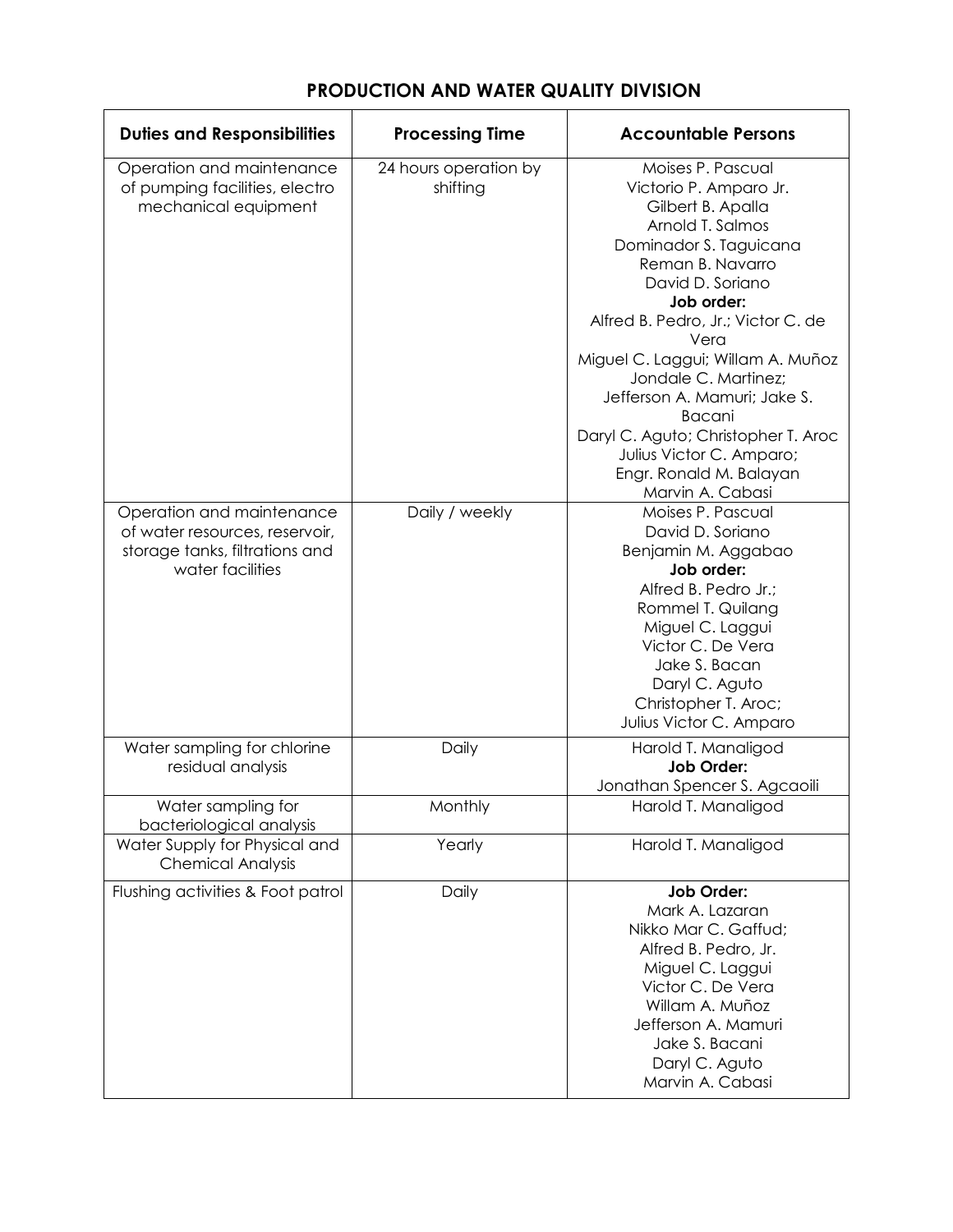# PRODUCTION AND WATER QUALITY DIVISION

| Duties and Responsibilities | Processing Time | Accountable Persons |
|---|---|---|
| Operation and maintenance of pumping facilities, electro mechanical equipment | 24 hours operation by shifting | Moises P. Pascual<br>Victorio P. Amparo Jr.<br>Gilbert B. Apalla<br>Arnold T. Salmos<br>Dominador S. Taguicana<br>Reman B. Navarro<br>David D. Soriano<br>**Job order:**<br>Alfred B. Pedro, Jr.; Victor C. de Vera<br>Miguel C. Laggui; Willam A. Muñoz<br>Jondale C. Martinez;<br>Jefferson A. Mamuri; Jake S. Bacani<br>Daryl C. Aguto; Christopher T. Aroc<br>Julius Victor C. Amparo;<br>Engr. Ronald M. Balayan<br>Marvin A. Cabasi |
| Operation and maintenance of water resources, reservoir, storage tanks, filtrations and water facilities | Daily / weekly | Moises P. Pascual<br>David D. Soriano<br>Benjamin M. Aggabao<br>**Job order:**<br>Alfred B. Pedro Jr.;<br>Rommel T. Quilang<br>Miguel C. Laggui<br>Victor C. De Vera<br>Jake S. Bacan<br>Daryl C. Aguto<br>Christopher T. Aroc;<br>Julius Victor C. Amparo |
| Water sampling for chlorine residual analysis | Daily | Harold T. Manaligod<br>**Job Order:**<br>Jonathan Spencer S. Agcaoili |
| Water sampling for bacteriological analysis | Monthly | Harold T. Manaligod |
| Water Supply for Physical and Chemical Analysis | Yearly | Harold T. Manaligod |
| Flushing activities & Foot patrol | Daily | **Job Order:**<br>Mark A. Lazaran<br>Nikko Mar C. Gaffud;<br>Alfred B. Pedro, Jr.<br>Miguel C. Laggui<br>Victor C. De Vera<br>Willam A. Muñoz<br>Jefferson A. Mamuri<br>Jake S. Bacani<br>Daryl C. Aguto<br>Marvin A. Cabasi |